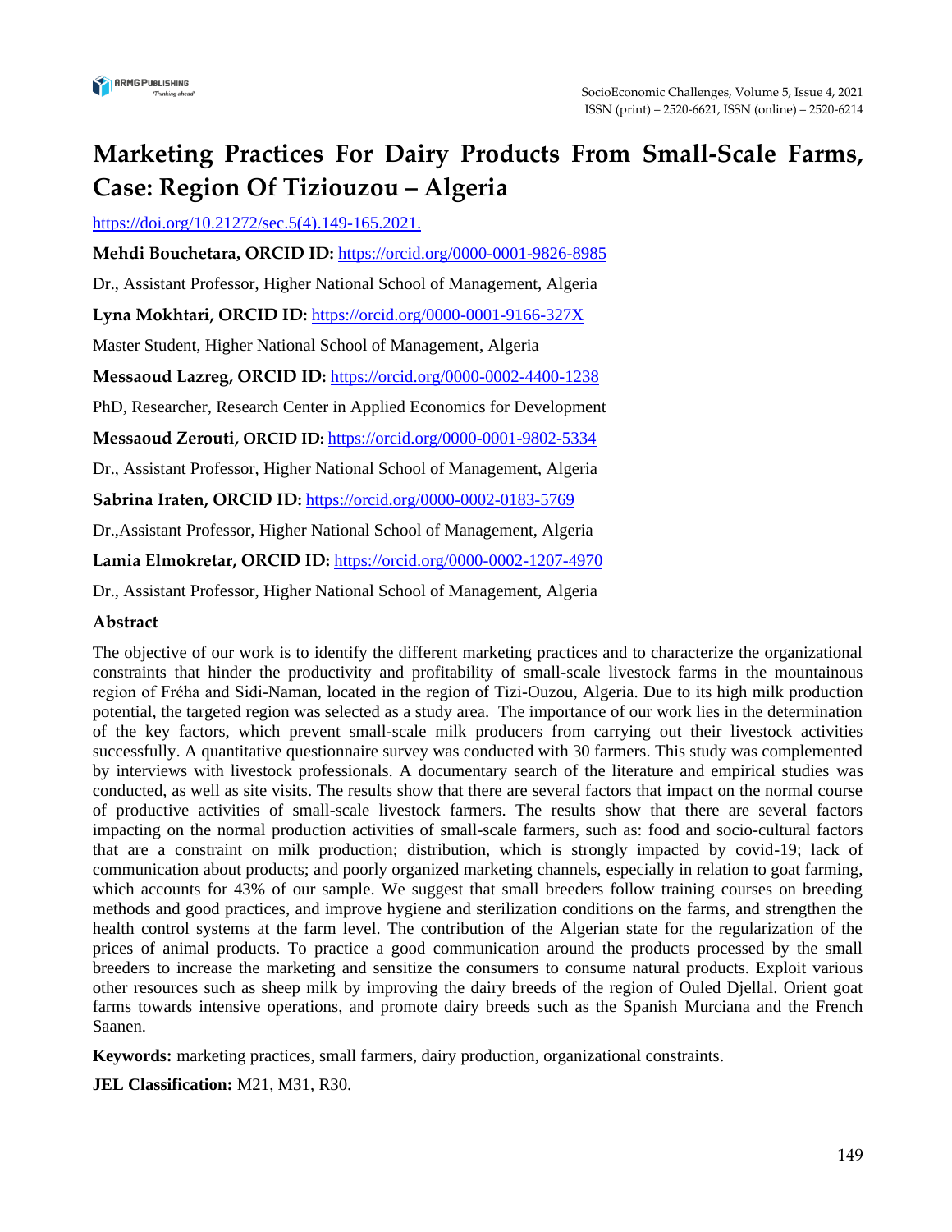# Marketing Practices For Dairy Products From Small-Scale Farms, Case: Region Of Tiziouzou – Algeria

https://doi.org/10.21272/sec.5(4).149-165.2021.

**Mehdi Bouchetara, ORCID ID:** https://orcid.org/0000-0001-9826-8985

Dr., Assistant Professor, Higher National School of Management, Algeria

**Lyna Mokhtari, ORCID ID:** https://orcid.org/0000-0001-9166-327X

Master Student, Higher National School of Management, Algeria

**Messaoud Lazreg, ORCID ID:** https://orcid.org/0000-0002-4400-1238

PhD, Researcher, Research Center in Applied Economics for Development

**Messaoud Zerouti, ORCID ID:** https://orcid.org/0000-0001-9802-5334

Dr., Assistant Professor, Higher National School of Management, Algeria

**Sabrina Iraten, ORCID ID:** https://orcid.org/0000-0002-0183-5769

Dr.,Assistant Professor, Higher National School of Management, Algeria

**Lamia Elmokretar, ORCID ID:** https://orcid.org/0000-0002-1207-4970

Dr., Assistant Professor, Higher National School of Management, Algeria

## Abstract

The objective of our work is to identify the different marketing practices and to characterize the organizational constraints that hinder the productivity and profitability of small-scale livestock farms in the mountainous region of Fréha and Sidi-Naman, located in the region of Tizi-Ouzou, Algeria. Due to its high milk production potential, the targeted region was selected as a study area. The importance of our work lies in the determination of the key factors, which prevent small-scale milk producers from carrying out their livestock activities successfully. A quantitative questionnaire survey was conducted with 30 farmers. This study was complemented by interviews with livestock professionals. A documentary search of the literature and empirical studies was conducted, as well as site visits. The results show that there are several factors that impact on the normal course of productive activities of small-scale livestock farmers. The results show that there are several factors impacting on the normal production activities of small-scale farmers, such as: food and socio-cultural factors that are a constraint on milk production; distribution, which is strongly impacted by covid-19; lack of communication about products; and poorly organized marketing channels, especially in relation to goat farming, which accounts for 43% of our sample. We suggest that small breeders follow training courses on breeding methods and good practices, and improve hygiene and sterilization conditions on the farms, and strengthen the health control systems at the farm level. The contribution of the Algerian state for the regularization of the prices of animal products. To practice a good communication around the products processed by the small breeders to increase the marketing and sensitize the consumers to consume natural products. Exploit various other resources such as sheep milk by improving the dairy breeds of the region of Ouled Djellal. Orient goat farms towards intensive operations, and promote dairy breeds such as the Spanish Murciana and the French Saanen.

**Keywords:** marketing practices, small farmers, dairy production, organizational constraints.

**JEL Classification:** M21, M31, R30.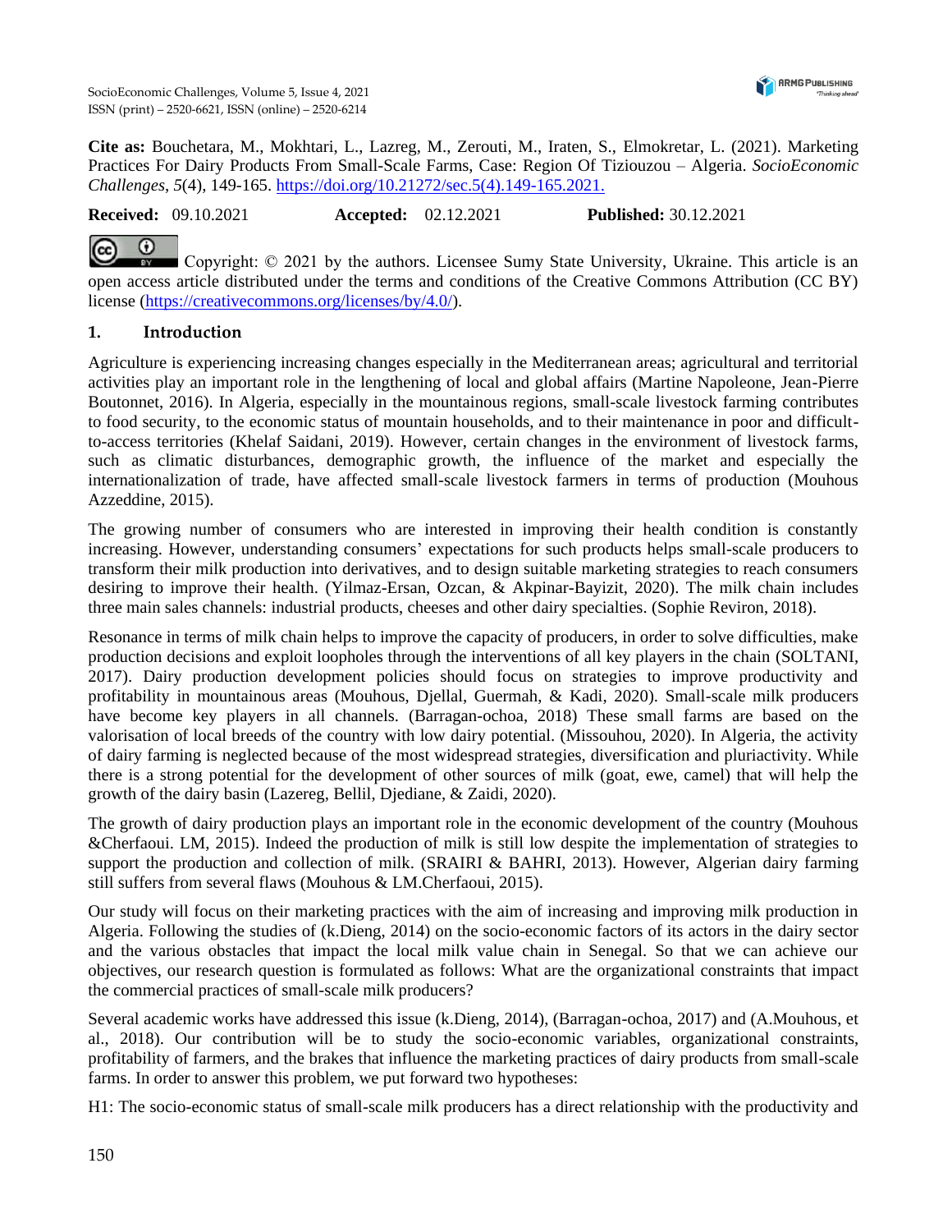**Cite as:** Bouchetara, M., Mokhtari, L., Lazreg, M., Zerouti, M., Iraten, S., Elmokretar, L. (2021). Marketing Practices For Dairy Products From Small-Scale Farms, Case: Region Of Tiziouzou – Algeria. *SocioEconomic Challenges*, *5*(4), 149-165. https://doi.org/10.21272/sec.5(4).149-165.2021.

**Received:** 09.10.2021 **Accepted:** 02.12.2021 **Published:** 30.12.2021

Copyright: © 2021 by the authors. Licensee Sumy State University, Ukraine. This article is an open access article distributed under the terms and conditions of the Creative Commons Attribution (CC BY) license (https://creativecommons.org/licenses/by/4.0/).

## 1. Introduction

Agriculture is experiencing increasing changes especially in the Mediterranean areas; agricultural and territorial activities play an important role in the lengthening of local and global affairs (Martine Napoleone, Jean-Pierre Boutonnet, 2016). In Algeria, especially in the mountainous regions, small-scale livestock farming contributes to food security, to the economic status of mountain households, and to their maintenance in poor and difficult-to-access territories (Khelaf Saidani, 2019). However, certain changes in the environment of livestock farms, such as climatic disturbances, demographic growth, the influence of the market and especially the internationalization of trade, have affected small-scale livestock farmers in terms of production (Mouhous Azzeddine, 2015).

The growing number of consumers who are interested in improving their health condition is constantly increasing. However, understanding consumers' expectations for such products helps small-scale producers to transform their milk production into derivatives, and to design suitable marketing strategies to reach consumers desiring to improve their health. (Yilmaz-Ersan, Ozcan, & Akpinar-Bayizit, 2020). The milk chain includes three main sales channels: industrial products, cheeses and other dairy specialties. (Sophie Reviron, 2018).

Resonance in terms of milk chain helps to improve the capacity of producers, in order to solve difficulties, make production decisions and exploit loopholes through the interventions of all key players in the chain (SOLTANI, 2017). Dairy production development policies should focus on strategies to improve productivity and profitability in mountainous areas (Mouhous, Djellal, Guermah, & Kadi, 2020). Small-scale milk producers have become key players in all channels. (Barragan-ochoa, 2018) These small farms are based on the valorisation of local breeds of the country with low dairy potential. (Missouhou, 2020). In Algeria, the activity of dairy farming is neglected because of the most widespread strategies, diversification and pluriactivity. While there is a strong potential for the development of other sources of milk (goat, ewe, camel) that will help the growth of the dairy basin (Lazereg, Bellil, Djediane, & Zaidi, 2020).

The growth of dairy production plays an important role in the economic development of the country (Mouhous &Cherfaoui. LM, 2015). Indeed the production of milk is still low despite the implementation of strategies to support the production and collection of milk. (SRAIRI & BAHRI, 2013). However, Algerian dairy farming still suffers from several flaws (Mouhous & LM.Cherfaoui, 2015).

Our study will focus on their marketing practices with the aim of increasing and improving milk production in Algeria. Following the studies of (k.Dieng, 2014) on the socio-economic factors of its actors in the dairy sector and the various obstacles that impact the local milk value chain in Senegal. So that we can achieve our objectives, our research question is formulated as follows: What are the organizational constraints that impact the commercial practices of small-scale milk producers?

Several academic works have addressed this issue (k.Dieng, 2014), (Barragan-ochoa, 2017) and (A.Mouhous, et al., 2018). Our contribution will be to study the socio-economic variables, organizational constraints, profitability of farmers, and the brakes that influence the marketing practices of dairy products from small-scale farms. In order to answer this problem, we put forward two hypotheses:

H1: The socio-economic status of small-scale milk producers has a direct relationship with the productivity and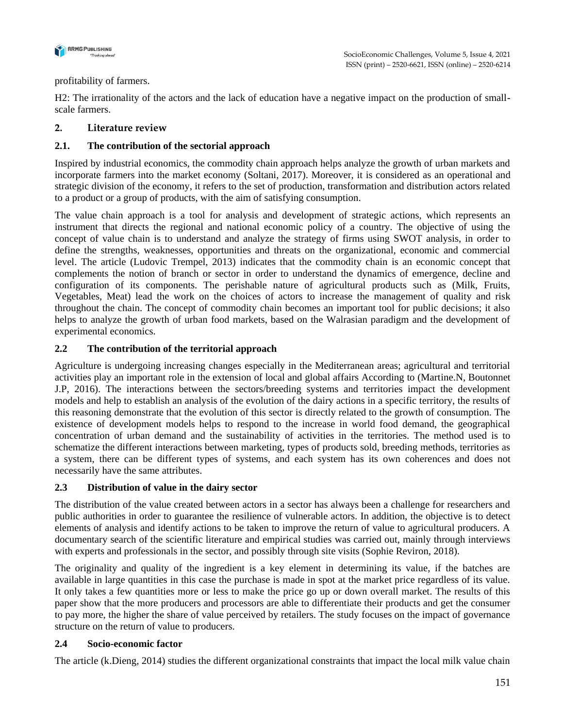profitability of farmers.

H2: The irrationality of the actors and the lack of education have a negative impact on the production of small-scale farmers.

## 2. Literature review

### 2.1. The contribution of the sectorial approach

Inspired by industrial economics, the commodity chain approach helps analyze the growth of urban markets and incorporate farmers into the market economy (Soltani, 2017). Moreover, it is considered as an operational and strategic division of the economy, it refers to the set of production, transformation and distribution actors related to a product or a group of products, with the aim of satisfying consumption.

The value chain approach is a tool for analysis and development of strategic actions, which represents an instrument that directs the regional and national economic policy of a country. The objective of using the concept of value chain is to understand and analyze the strategy of firms using SWOT analysis, in order to define the strengths, weaknesses, opportunities and threats on the organizational, economic and commercial level. The article (Ludovic Trempel, 2013) indicates that the commodity chain is an economic concept that complements the notion of branch or sector in order to understand the dynamics of emergence, decline and configuration of its components. The perishable nature of agricultural products such as (Milk, Fruits, Vegetables, Meat) lead the work on the choices of actors to increase the management of quality and risk throughout the chain. The concept of commodity chain becomes an important tool for public decisions; it also helps to analyze the growth of urban food markets, based on the Walrasian paradigm and the development of experimental economics.

### 2.2 The contribution of the territorial approach

Agriculture is undergoing increasing changes especially in the Mediterranean areas; agricultural and territorial activities play an important role in the extension of local and global affairs According to (Martine.N, Boutonnet J.P, 2016). The interactions between the sectors/breeding systems and territories impact the development models and help to establish an analysis of the evolution of the dairy actions in a specific territory, the results of this reasoning demonstrate that the evolution of this sector is directly related to the growth of consumption. The existence of development models helps to respond to the increase in world food demand, the geographical concentration of urban demand and the sustainability of activities in the territories. The method used is to schematize the different interactions between marketing, types of products sold, breeding methods, territories as a system, there can be different types of systems, and each system has its own coherences and does not necessarily have the same attributes.

### 2.3 Distribution of value in the dairy sector

The distribution of the value created between actors in a sector has always been a challenge for researchers and public authorities in order to guarantee the resilience of vulnerable actors. In addition, the objective is to detect elements of analysis and identify actions to be taken to improve the return of value to agricultural producers. A documentary search of the scientific literature and empirical studies was carried out, mainly through interviews with experts and professionals in the sector, and possibly through site visits (Sophie Reviron, 2018).

The originality and quality of the ingredient is a key element in determining its value, if the batches are available in large quantities in this case the purchase is made in spot at the market price regardless of its value. It only takes a few quantities more or less to make the price go up or down overall market. The results of this paper show that the more producers and processors are able to differentiate their products and get the consumer to pay more, the higher the share of value perceived by retailers. The study focuses on the impact of governance structure on the return of value to producers.

### 2.4 Socio-economic factor

The article (k.Dieng, 2014) studies the different organizational constraints that impact the local milk value chain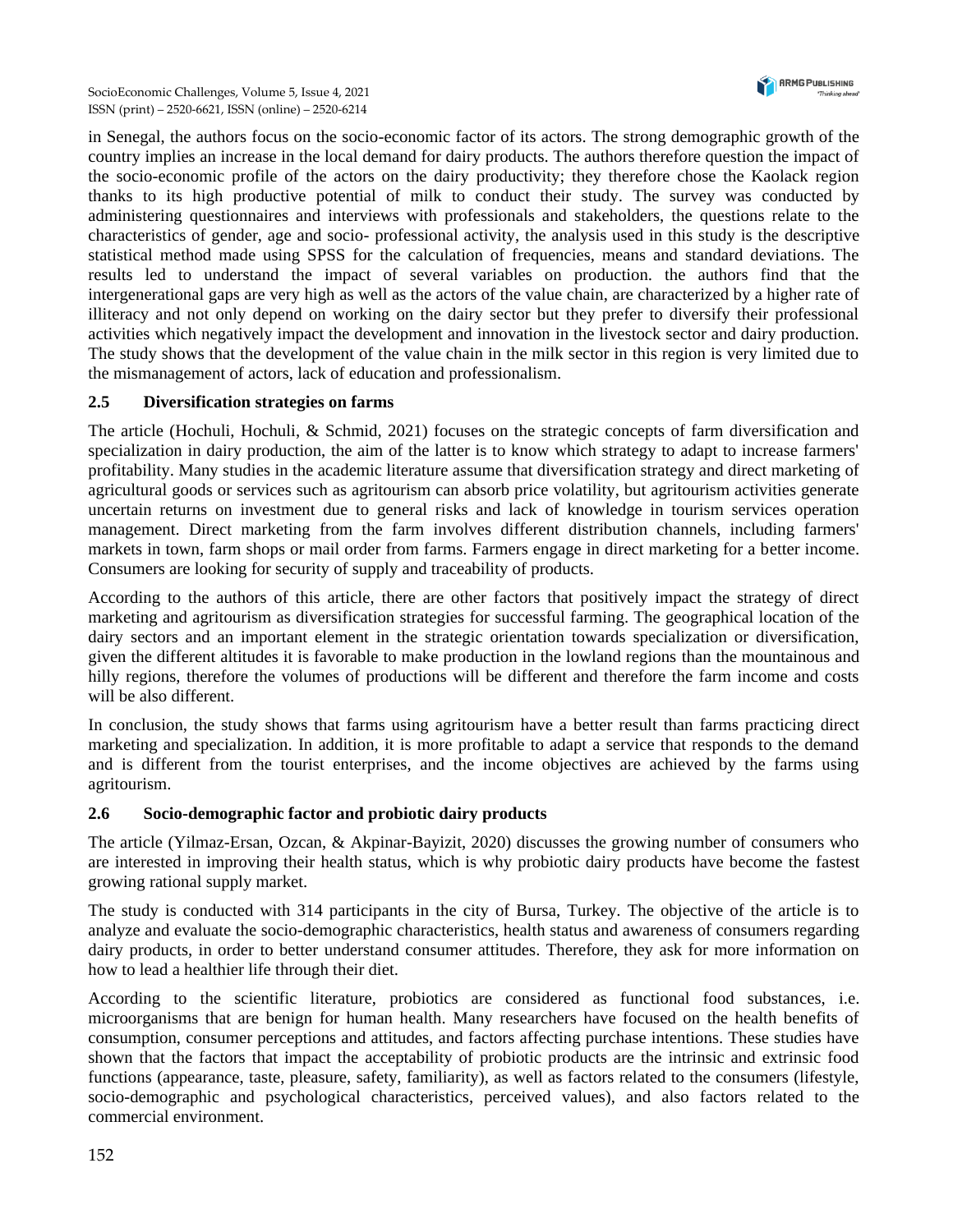in Senegal, the authors focus on the socio-economic factor of its actors. The strong demographic growth of the country implies an increase in the local demand for dairy products. The authors therefore question the impact of the socio-economic profile of the actors on the dairy productivity; they therefore chose the Kaolack region thanks to its high productive potential of milk to conduct their study. The survey was conducted by administering questionnaires and interviews with professionals and stakeholders, the questions relate to the characteristics of gender, age and socio- professional activity, the analysis used in this study is the descriptive statistical method made using SPSS for the calculation of frequencies, means and standard deviations. The results led to understand the impact of several variables on production. the authors find that the intergenerational gaps are very high as well as the actors of the value chain, are characterized by a higher rate of illiteracy and not only depend on working on the dairy sector but they prefer to diversify their professional activities which negatively impact the development and innovation in the livestock sector and dairy production. The study shows that the development of the value chain in the milk sector in this region is very limited due to the mismanagement of actors, lack of education and professionalism.

### 2.5 Diversification strategies on farms

The article (Hochuli, Hochuli, & Schmid, 2021) focuses on the strategic concepts of farm diversification and specialization in dairy production, the aim of the latter is to know which strategy to adapt to increase farmers' profitability. Many studies in the academic literature assume that diversification strategy and direct marketing of agricultural goods or services such as agritourism can absorb price volatility, but agritourism activities generate uncertain returns on investment due to general risks and lack of knowledge in tourism services operation management. Direct marketing from the farm involves different distribution channels, including farmers' markets in town, farm shops or mail order from farms. Farmers engage in direct marketing for a better income. Consumers are looking for security of supply and traceability of products.

According to the authors of this article, there are other factors that positively impact the strategy of direct marketing and agritourism as diversification strategies for successful farming. The geographical location of the dairy sectors and an important element in the strategic orientation towards specialization or diversification, given the different altitudes it is favorable to make production in the lowland regions than the mountainous and hilly regions, therefore the volumes of productions will be different and therefore the farm income and costs will be also different.

In conclusion, the study shows that farms using agritourism have a better result than farms practicing direct marketing and specialization. In addition, it is more profitable to adapt a service that responds to the demand and is different from the tourist enterprises, and the income objectives are achieved by the farms using agritourism.

### 2.6 Socio-demographic factor and probiotic dairy products

The article (Yilmaz-Ersan, Ozcan, & Akpinar-Bayizit, 2020) discusses the growing number of consumers who are interested in improving their health status, which is why probiotic dairy products have become the fastest growing rational supply market.

The study is conducted with 314 participants in the city of Bursa, Turkey. The objective of the article is to analyze and evaluate the socio-demographic characteristics, health status and awareness of consumers regarding dairy products, in order to better understand consumer attitudes. Therefore, they ask for more information on how to lead a healthier life through their diet.

According to the scientific literature, probiotics are considered as functional food substances, i.e. microorganisms that are benign for human health. Many researchers have focused on the health benefits of consumption, consumer perceptions and attitudes, and factors affecting purchase intentions. These studies have shown that the factors that impact the acceptability of probiotic products are the intrinsic and extrinsic food functions (appearance, taste, pleasure, safety, familiarity), as well as factors related to the consumers (lifestyle, socio-demographic and psychological characteristics, perceived values), and also factors related to the commercial environment.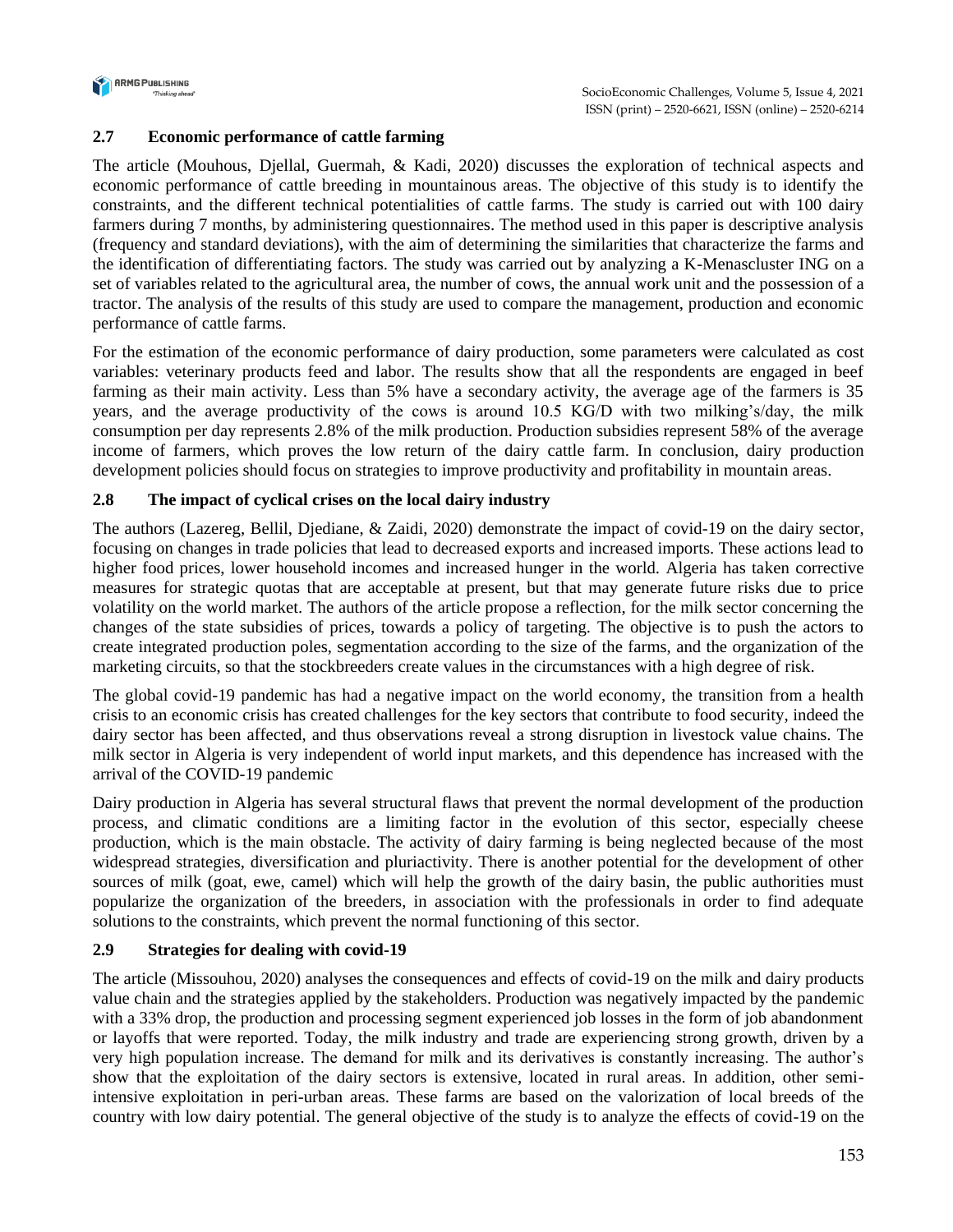### 2.7 Economic performance of cattle farming

The article (Mouhous, Djellal, Guermah, & Kadi, 2020) discusses the exploration of technical aspects and economic performance of cattle breeding in mountainous areas. The objective of this study is to identify the constraints, and the different technical potentialities of cattle farms. The study is carried out with 100 dairy farmers during 7 months, by administering questionnaires. The method used in this paper is descriptive analysis (frequency and standard deviations), with the aim of determining the similarities that characterize the farms and the identification of differentiating factors. The study was carried out by analyzing a K-Menascluster ING on a set of variables related to the agricultural area, the number of cows, the annual work unit and the possession of a tractor. The analysis of the results of this study are used to compare the management, production and economic performance of cattle farms.

For the estimation of the economic performance of dairy production, some parameters were calculated as cost variables: veterinary products feed and labor. The results show that all the respondents are engaged in beef farming as their main activity. Less than 5% have a secondary activity, the average age of the farmers is 35 years, and the average productivity of the cows is around 10.5 KG/D with two milking's/day, the milk consumption per day represents 2.8% of the milk production. Production subsidies represent 58% of the average income of farmers, which proves the low return of the dairy cattle farm. In conclusion, dairy production development policies should focus on strategies to improve productivity and profitability in mountain areas.

### 2.8 The impact of cyclical crises on the local dairy industry

The authors (Lazereg, Bellil, Djediane, & Zaidi, 2020) demonstrate the impact of covid-19 on the dairy sector, focusing on changes in trade policies that lead to decreased exports and increased imports. These actions lead to higher food prices, lower household incomes and increased hunger in the world. Algeria has taken corrective measures for strategic quotas that are acceptable at present, but that may generate future risks due to price volatility on the world market. The authors of the article propose a reflection, for the milk sector concerning the changes of the state subsidies of prices, towards a policy of targeting. The objective is to push the actors to create integrated production poles, segmentation according to the size of the farms, and the organization of the marketing circuits, so that the stockbreeders create values in the circumstances with a high degree of risk.

The global covid-19 pandemic has had a negative impact on the world economy, the transition from a health crisis to an economic crisis has created challenges for the key sectors that contribute to food security, indeed the dairy sector has been affected, and thus observations reveal a strong disruption in livestock value chains. The milk sector in Algeria is very independent of world input markets, and this dependence has increased with the arrival of the COVID-19 pandemic

Dairy production in Algeria has several structural flaws that prevent the normal development of the production process, and climatic conditions are a limiting factor in the evolution of this sector, especially cheese production, which is the main obstacle. The activity of dairy farming is being neglected because of the most widespread strategies, diversification and pluriactivity. There is another potential for the development of other sources of milk (goat, ewe, camel) which will help the growth of the dairy basin, the public authorities must popularize the organization of the breeders, in association with the professionals in order to find adequate solutions to the constraints, which prevent the normal functioning of this sector.

### 2.9 Strategies for dealing with covid-19

The article (Missouhou, 2020) analyses the consequences and effects of covid-19 on the milk and dairy products value chain and the strategies applied by the stakeholders. Production was negatively impacted by the pandemic with a 33% drop, the production and processing segment experienced job losses in the form of job abandonment or layoffs that were reported. Today, the milk industry and trade are experiencing strong growth, driven by a very high population increase. The demand for milk and its derivatives is constantly increasing. The author's show that the exploitation of the dairy sectors is extensive, located in rural areas. In addition, other semi-intensive exploitation in peri-urban areas. These farms are based on the valorization of local breeds of the country with low dairy potential. The general objective of the study is to analyze the effects of covid-19 on the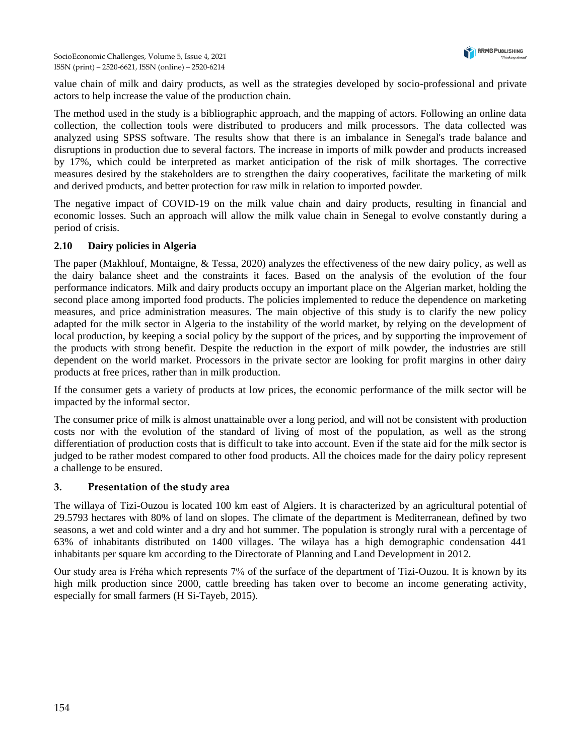value chain of milk and dairy products, as well as the strategies developed by socio-professional and private actors to help increase the value of the production chain.

The method used in the study is a bibliographic approach, and the mapping of actors. Following an online data collection, the collection tools were distributed to producers and milk processors. The data collected was analyzed using SPSS software. The results show that there is an imbalance in Senegal's trade balance and disruptions in production due to several factors. The increase in imports of milk powder and products increased by 17%, which could be interpreted as market anticipation of the risk of milk shortages. The corrective measures desired by the stakeholders are to strengthen the dairy cooperatives, facilitate the marketing of milk and derived products, and better protection for raw milk in relation to imported powder.

The negative impact of COVID-19 on the milk value chain and dairy products, resulting in financial and economic losses. Such an approach will allow the milk value chain in Senegal to evolve constantly during a period of crisis.

### 2.10 Dairy policies in Algeria

The paper (Makhlouf, Montaigne, & Tessa, 2020) analyzes the effectiveness of the new dairy policy, as well as the dairy balance sheet and the constraints it faces. Based on the analysis of the evolution of the four performance indicators. Milk and dairy products occupy an important place on the Algerian market, holding the second place among imported food products. The policies implemented to reduce the dependence on marketing measures, and price administration measures. The main objective of this study is to clarify the new policy adapted for the milk sector in Algeria to the instability of the world market, by relying on the development of local production, by keeping a social policy by the support of the prices, and by supporting the improvement of the products with strong benefit. Despite the reduction in the export of milk powder, the industries are still dependent on the world market. Processors in the private sector are looking for profit margins in other dairy products at free prices, rather than in milk production.

If the consumer gets a variety of products at low prices, the economic performance of the milk sector will be impacted by the informal sector.

The consumer price of milk is almost unattainable over a long period, and will not be consistent with production costs nor with the evolution of the standard of living of most of the population, as well as the strong differentiation of production costs that is difficult to take into account. Even if the state aid for the milk sector is judged to be rather modest compared to other food products. All the choices made for the dairy policy represent a challenge to be ensured.

## 3. Presentation of the study area

The willaya of Tizi-Ouzou is located 100 km east of Algiers. It is characterized by an agricultural potential of 29.5793 hectares with 80% of land on slopes. The climate of the department is Mediterranean, defined by two seasons, a wet and cold winter and a dry and hot summer. The population is strongly rural with a percentage of 63% of inhabitants distributed on 1400 villages. The wilaya has a high demographic condensation 441 inhabitants per square km according to the Directorate of Planning and Land Development in 2012.

Our study area is Fréha which represents 7% of the surface of the department of Tizi-Ouzou. It is known by its high milk production since 2000, cattle breeding has taken over to become an income generating activity, especially for small farmers (H Si-Tayeb, 2015).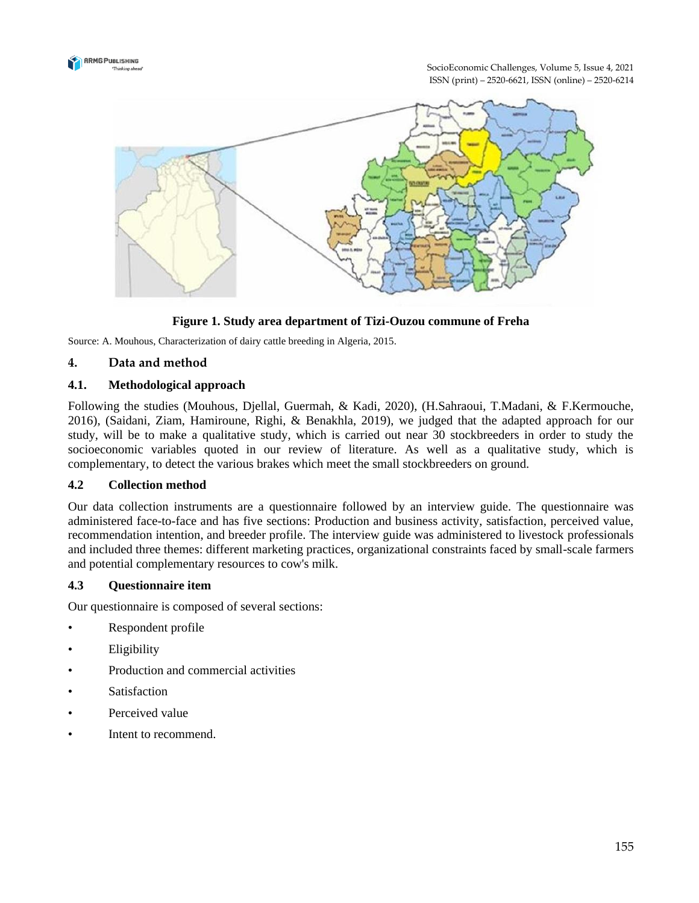**Figure 1. Study area department of Tizi-Ouzou commune of Freha**

Source: A. Mouhous, Characterization of dairy cattle breeding in Algeria, 2015.

## 4. Data and method

### 4.1. Methodological approach

Following the studies (Mouhous, Djellal, Guermah, & Kadi, 2020), (H.Sahraoui, T.Madani, & F.Kermouche, 2016), (Saidani, Ziam, Hamiroune, Righi, & Benakhla, 2019), we judged that the adapted approach for our study, will be to make a qualitative study, which is carried out near 30 stockbreeders in order to study the socioeconomic variables quoted in our review of literature. As well as a qualitative study, which is complementary, to detect the various brakes which meet the small stockbreeders on ground.

### 4.2 Collection method

Our data collection instruments are a questionnaire followed by an interview guide. The questionnaire was administered face-to-face and has five sections: Production and business activity, satisfaction, perceived value, recommendation intention, and breeder profile. The interview guide was administered to livestock professionals and included three themes: different marketing practices, organizational constraints faced by small-scale farmers and potential complementary resources to cow's milk.

### 4.3 Questionnaire item

Our questionnaire is composed of several sections:

- Respondent profile
- Eligibility
- Production and commercial activities
- Satisfaction
- Perceived value
- Intent to recommend.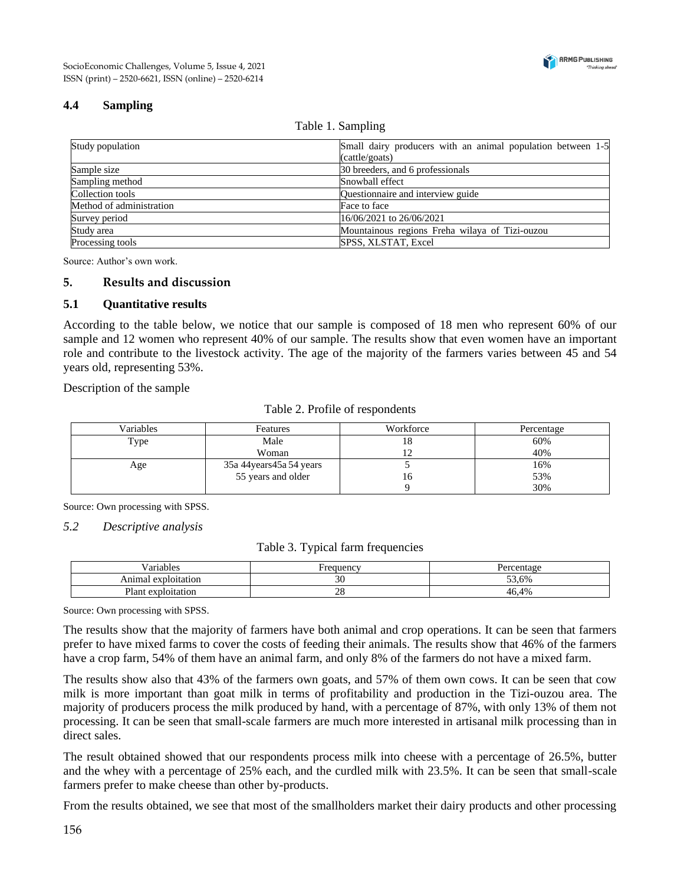### 4.4 Sampling

Table 1. Sampling

| | |
|---|---|
| Study population | Small dairy producers with an animal population between 1-5 (cattle/goats) |
| Sample size | 30 breeders, and 6 professionals |
| Sampling method | Snowball effect |
| Collection tools | Questionnaire and interview guide |
| Method of administration | Face to face |
| Survey period | 16/06/2021 to 26/06/2021 |
| Study area | Mountainous regions Freha wilaya of Tizi-ouzou |
| Processing tools | SPSS, XLSTAT, Excel |

Source: Author's own work.

## 5. Results and discussion

### 5.1 Quantitative results

According to the table below, we notice that our sample is composed of 18 men who represent 60% of our sample and 12 women who represent 40% of our sample. The results show that even women have an important role and contribute to the livestock activity. The age of the majority of the farmers varies between 45 and 54 years old, representing 53%.

Description of the sample

Table 2. Profile of respondents

| Variables | Features | Workforce | Percentage |
|---|---|---|---|
| Type | Male<br>Woman | 18<br>12 | 60%<br>40% |
| Age | 35a 44years45a 54 years<br>55 years and older | 5<br>16<br>9 | 16%<br>53%<br>30% |

Source: Own processing with SPSS.

### *5.2 Descriptive analysis*

Table 3. Typical farm frequencies

| Variables | Frequency | Percentage |
|---|---|---|
| Animal exploitation | 30 | 53,6% |
| Plant exploitation | 28 | 46,4% |

Source: Own processing with SPSS.

The results show that the majority of farmers have both animal and crop operations. It can be seen that farmers prefer to have mixed farms to cover the costs of feeding their animals. The results show that 46% of the farmers have a crop farm, 54% of them have an animal farm, and only 8% of the farmers do not have a mixed farm.

The results show also that 43% of the farmers own goats, and 57% of them own cows. It can be seen that cow milk is more important than goat milk in terms of profitability and production in the Tizi-ouzou area. The majority of producers process the milk produced by hand, with a percentage of 87%, with only 13% of them not processing. It can be seen that small-scale farmers are much more interested in artisanal milk processing than in direct sales.

The result obtained showed that our respondents process milk into cheese with a percentage of 26.5%, butter and the whey with a percentage of 25% each, and the curdled milk with 23.5%. It can be seen that small-scale farmers prefer to make cheese than other by-products.

From the results obtained, we see that most of the smallholders market their dairy products and other processing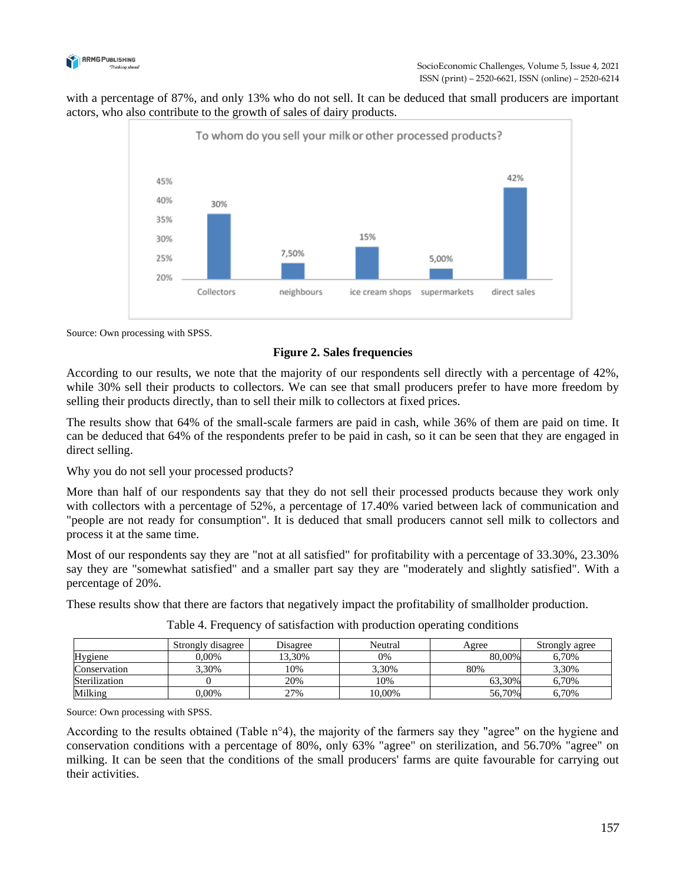with a percentage of 87%, and only 13% who do not sell. It can be deduced that small producers are important actors, who also contribute to the growth of sales of dairy products.

Source: Own processing with SPSS.

**Figure 2. Sales frequencies**

According to our results, we note that the majority of our respondents sell directly with a percentage of 42%, while 30% sell their products to collectors. We can see that small producers prefer to have more freedom by selling their products directly, than to sell their milk to collectors at fixed prices.

The results show that 64% of the small-scale farmers are paid in cash, while 36% of them are paid on time. It can be deduced that 64% of the respondents prefer to be paid in cash, so it can be seen that they are engaged in direct selling.

Why you do not sell your processed products?

More than half of our respondents say that they do not sell their processed products because they work only with collectors with a percentage of 52%, a percentage of 17.40% varied between lack of communication and "people are not ready for consumption". It is deduced that small producers cannot sell milk to collectors and process it at the same time.

Most of our respondents say they are "not at all satisfied" for profitability with a percentage of 33.30%, 23.30% say they are "somewhat satisfied" and a smaller part say they are "moderately and slightly satisfied". With a percentage of 20%.

These results show that there are factors that negatively impact the profitability of smallholder production.

Table 4. Frequency of satisfaction with production operating conditions

| | Strongly disagree | Disagree | Neutral | Agree | Strongly agree |
|---|---|---|---|---|---|
| Hygiene | 0,00% | 13,30% | 0% | 80,00% | 6,70% |
| Conservation | 3,30% | 10% | 3,30% | 80% | 3,30% |
| Sterilization | 0 | 20% | 10% | 63,30% | 6,70% |
| Milking | 0,00% | 27% | 10,00% | 56,70% | 6,70% |

Source: Own processing with SPSS.

According to the results obtained (Table n°4), the majority of the farmers say they "agree" on the hygiene and conservation conditions with a percentage of 80%, only 63% "agree" on sterilization, and 56.70% "agree" on milking. It can be seen that the conditions of the small producers' farms are quite favourable for carrying out their activities.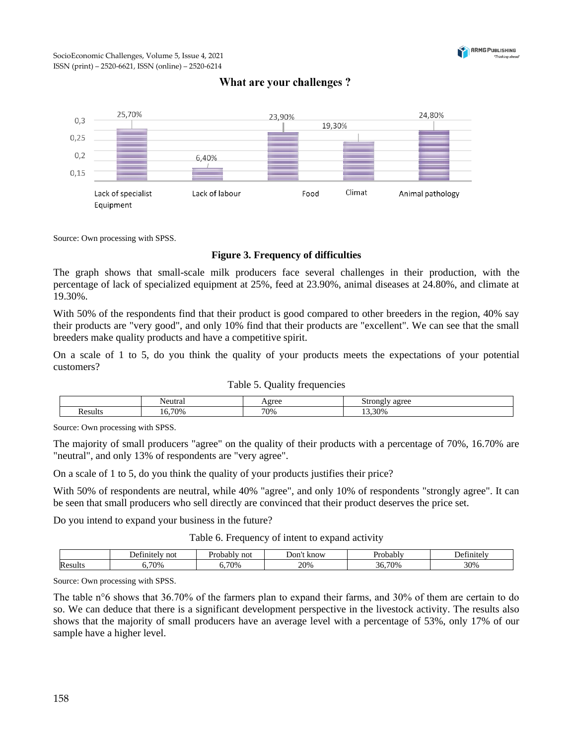What are your challenges ?

| | Lack of specialist Equipment | Lack of labour | Food | Climat | Animal pathology |
|---|---|---|---|---|---|
| | 25,70% | 6,40% | 23,90% | 19,30% | 24,80% |

Source: Own processing with SPSS.

**Figure 3. Frequency of difficulties**

The graph shows that small-scale milk producers face several challenges in their production, with the percentage of lack of specialized equipment at 25%, feed at 23.90%, animal diseases at 24.80%, and climate at 19.30%.

With 50% of the respondents find that their product is good compared to other breeders in the region, 40% say their products are "very good", and only 10% find that their products are "excellent". We can see that the small breeders make quality products and have a competitive spirit.

On a scale of 1 to 5, do you think the quality of your products meets the expectations of your potential customers?

Table 5. Quality frequencies

| | Neutral | Agree | Strongly agree |
|---|---|---|---|
| Results | 16,70% | 70% | 13,30% |

Source: Own processing with SPSS.

The majority of small producers "agree" on the quality of their products with a percentage of 70%, 16.70% are "neutral", and only 13% of respondents are "very agree".

On a scale of 1 to 5, do you think the quality of your products justifies their price?

With 50% of respondents are neutral, while 40% "agree", and only 10% of respondents "strongly agree". It can be seen that small producers who sell directly are convinced that their product deserves the price set.

Do you intend to expand your business in the future?

Table 6. Frequency of intent to expand activity

| | Definitely not | Probably not | Don't know | Probably | Definitely |
|---|---|---|---|---|---|
| Results | 6,70% | 6,70% | 20% | 36,70% | 30% |

Source: Own processing with SPSS.

The table n°6 shows that 36.70% of the farmers plan to expand their farms, and 30% of them are certain to do so. We can deduce that there is a significant development perspective in the livestock activity. The results also shows that the majority of small producers have an average level with a percentage of 53%, only 17% of our sample have a higher level.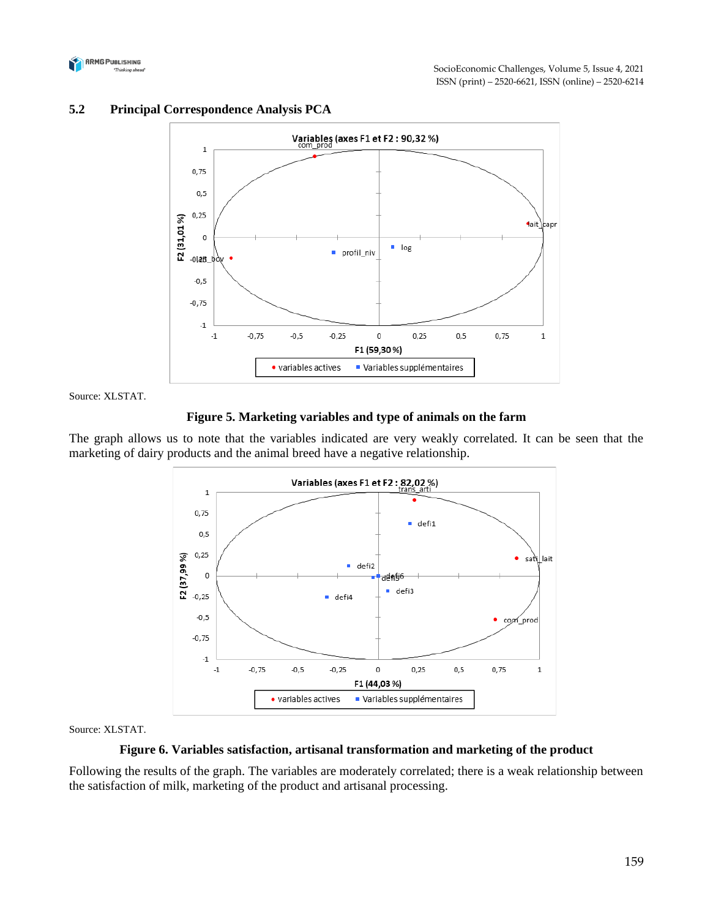## 5.2 Principal Correspondence Analysis PCA

Source: XLSTAT.

**Figure 5. Marketing variables and type of animals on the farm**

The graph allows us to note that the variables indicated are very weakly correlated. It can be seen that the marketing of dairy products and the animal breed have a negative relationship.

Source: XLSTAT.

**Figure 6. Variables satisfaction, artisanal transformation and marketing of the product**

Following the results of the graph. The variables are moderately correlated; there is a weak relationship between the satisfaction of milk, marketing of the product and artisanal processing.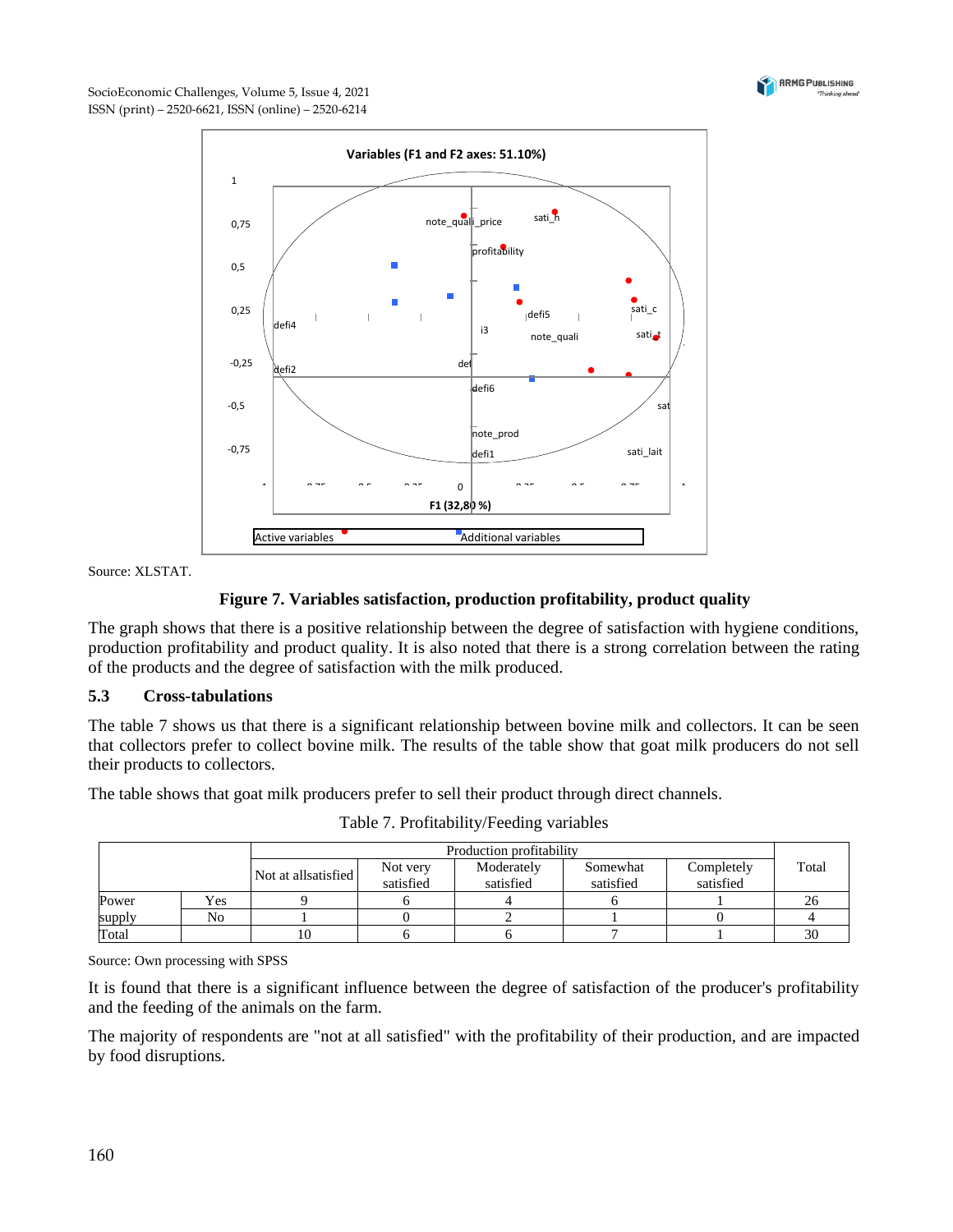Source: XLSTAT.

**Figure 7. Variables satisfaction, production profitability, product quality**

The graph shows that there is a positive relationship between the degree of satisfaction with hygiene conditions, production profitability and product quality. It is also noted that there is a strong correlation between the rating of the products and the degree of satisfaction with the milk produced.

## 5.3 Cross-tabulations

The table 7 shows us that there is a significant relationship between bovine milk and collectors. It can be seen that collectors prefer to collect bovine milk. The results of the table show that goat milk producers do not sell their products to collectors.

The table shows that goat milk producers prefer to sell their product through direct channels.

Table 7. Profitability/Feeding variables

| | | Production profitability | | | | | Total |
|---|---|---|---|---|---|---|---|
| | | Not at allsatisfied | Not very satisfied | Moderately satisfied | Somewhat satisfied | Completely satisfied | |
| Power supply | Yes | 9 | 6 | 4 | 6 | 1 | 26 |
| | No | 1 | 0 | 2 | 1 | 0 | 4 |
| Total | | 10 | 6 | 6 | 7 | 1 | 30 |

Source: Own processing with SPSS

It is found that there is a significant influence between the degree of satisfaction of the producer's profitability and the feeding of the animals on the farm.

The majority of respondents are "not at all satisfied" with the profitability of their production, and are impacted by food disruptions.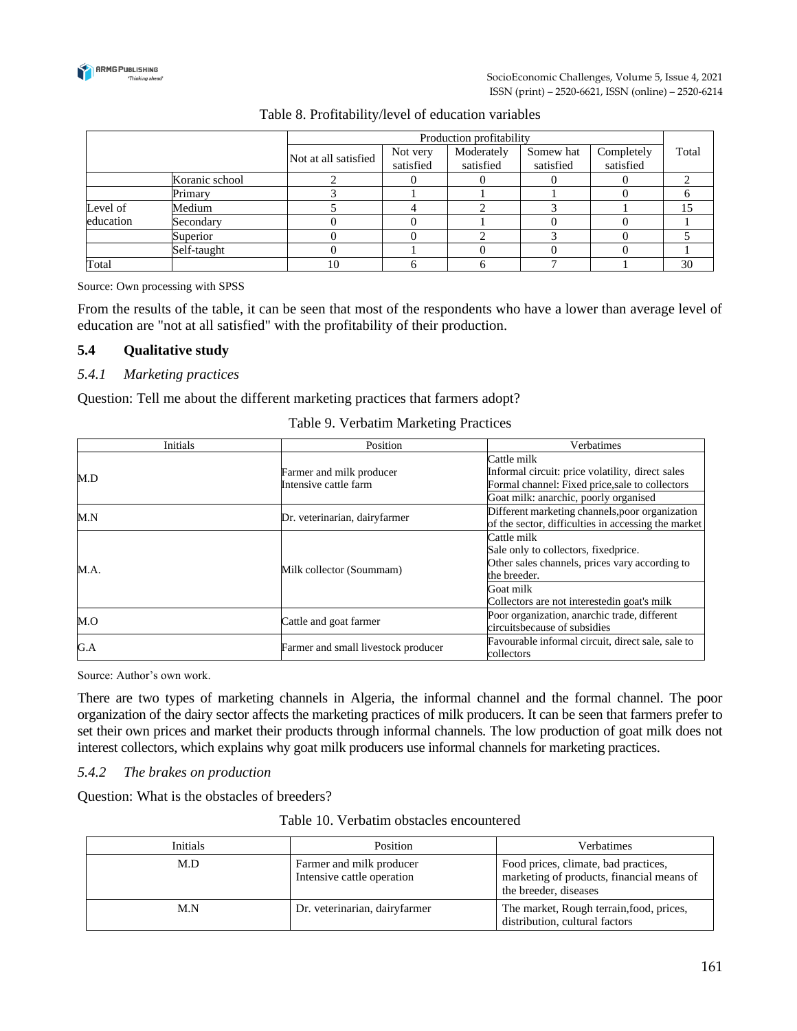Table 8. Profitability/level of education variables

| | | Production profitability | | | | | Total |
|---|---|---|---|---|---|---|---|
| | | Not at all satisfied | Not very satisfied | Moderately satisfied | Somew hat satisfied | Completely satisfied | |
| Level of education | Koranic school | 2 | 0 | 0 | 0 | 0 | 2 |
| | Primary | 3 | 1 | 1 | 1 | 0 | 6 |
| | Medium | 5 | 4 | 2 | 3 | 1 | 15 |
| | Secondary | 0 | 0 | 1 | 0 | 0 | 1 |
| | Superior | 0 | 0 | 2 | 3 | 0 | 5 |
| | Self-taught | 0 | 1 | 0 | 0 | 0 | 1 |
| Total | | 10 | 6 | 6 | 7 | 1 | 30 |

Source: Own processing with SPSS

From the results of the table, it can be seen that most of the respondents who have a lower than average level of education are "not at all satisfied" with the profitability of their production.

## 5.4 Qualitative study

### *5.4.1 Marketing practices*

Question: Tell me about the different marketing practices that farmers adopt?

Table 9. Verbatim Marketing Practices

| Initials | Position | Verbatimes |
|---|---|---|
| M.D | Farmer and milk producer<br>Intensive cattle farm | Cattle milk<br>Informal circuit: price volatility, direct sales<br>Formal channel: Fixed price,sale to collectors<br>Goat milk: anarchic, poorly organised |
| M.N | Dr. veterinarian, dairyfarmer | Different marketing channels,poor organization of the sector, difficulties in accessing the market |
| M.A. | Milk collector (Soummam) | Cattle milk<br>Sale only to collectors, fixedprice.<br>Other sales channels, prices vary according to the breeder.<br>Goat milk<br>Collectors are not interestedin goat's milk |
| M.O | Cattle and goat farmer | Poor organization, anarchic trade, different circuitsbecause of subsidies |
| G.A | Farmer and small livestock producer | Favourable informal circuit, direct sale, sale to collectors |

Source: Author's own work.

There are two types of marketing channels in Algeria, the informal channel and the formal channel. The poor organization of the dairy sector affects the marketing practices of milk producers. It can be seen that farmers prefer to set their own prices and market their products through informal channels. The low production of goat milk does not interest collectors, which explains why goat milk producers use informal channels for marketing practices.

### *5.4.2 The brakes on production*

Question: What is the obstacles of breeders?

Table 10. Verbatim obstacles encountered

| Initials | Position | Verbatimes |
|---|---|---|
| M.D | Farmer and milk producer<br>Intensive cattle operation | Food prices, climate, bad practices, marketing of products, financial means of the breeder, diseases |
| M.N | Dr. veterinarian, dairyfarmer | The market, Rough terrain,food, prices, distribution, cultural factors |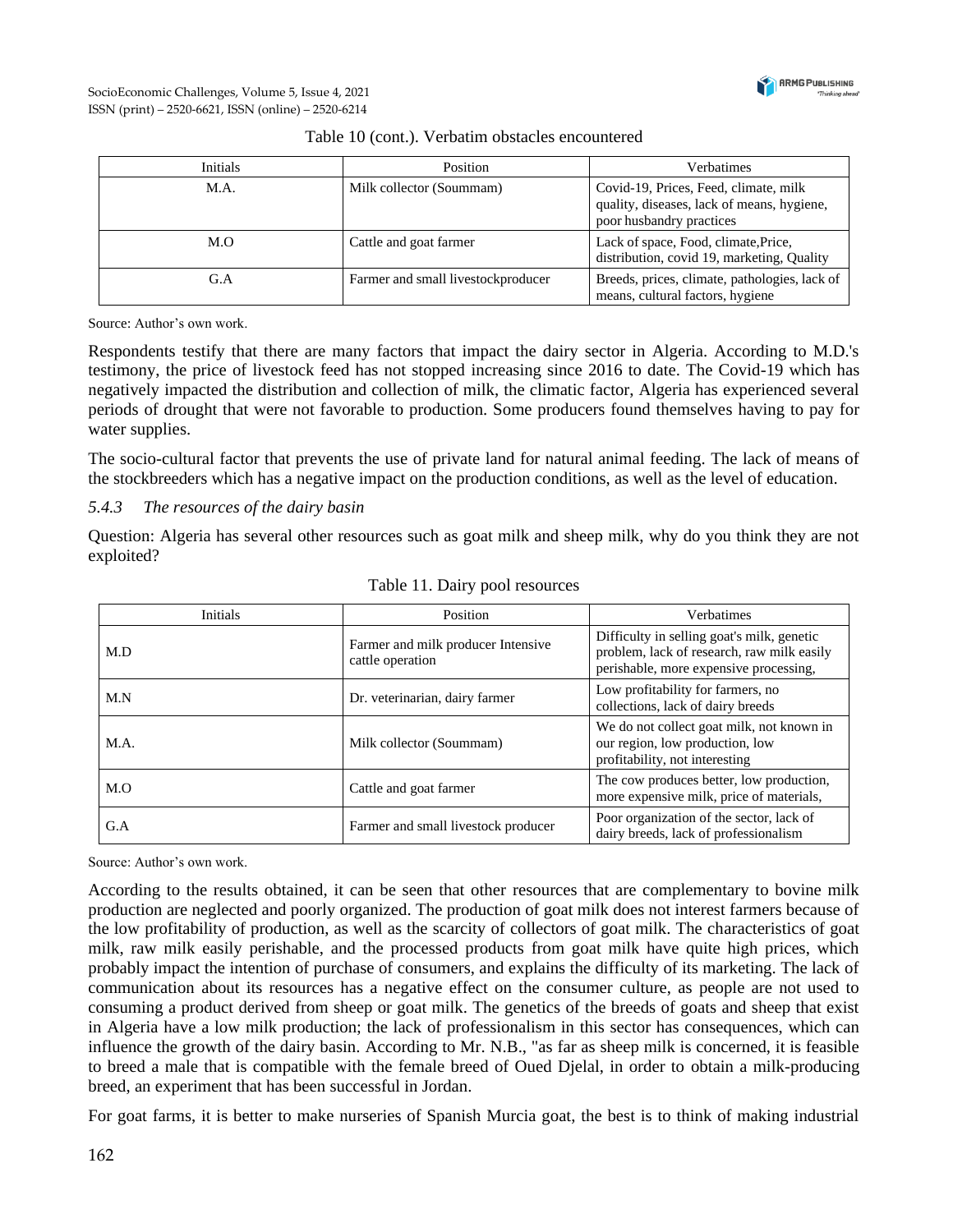Table 10 (cont.). Verbatim obstacles encountered

| Initials | Position | Verbatimes |
|---|---|---|
| M.A. | Milk collector (Soummam) | Covid-19, Prices, Feed, climate, milk quality, diseases, lack of means, hygiene, poor husbandry practices |
| M.O | Cattle and goat farmer | Lack of space, Food, climate,Price, distribution, covid 19, marketing, Quality |
| G.A | Farmer and small livestockproducer | Breeds, prices, climate, pathologies, lack of means, cultural factors, hygiene |

Source: Author's own work.

Respondents testify that there are many factors that impact the dairy sector in Algeria. According to M.D.'s testimony, the price of livestock feed has not stopped increasing since 2016 to date. The Covid-19 which has negatively impacted the distribution and collection of milk, the climatic factor, Algeria has experienced several periods of drought that were not favorable to production. Some producers found themselves having to pay for water supplies.

The socio-cultural factor that prevents the use of private land for natural animal feeding. The lack of means of the stockbreeders which has a negative impact on the production conditions, as well as the level of education.

### *5.4.3 The resources of the dairy basin*

Question: Algeria has several other resources such as goat milk and sheep milk, why do you think they are not exploited?

Table 11. Dairy pool resources

| Initials | Position | Verbatimes |
|---|---|---|
| M.D | Farmer and milk producer Intensive cattle operation | Difficulty in selling goat's milk, genetic problem, lack of research, raw milk easily perishable, more expensive processing, |
| M.N | Dr. veterinarian, dairy farmer | Low profitability for farmers, no collections, lack of dairy breeds |
| M.A. | Milk collector (Soummam) | We do not collect goat milk, not known in our region, low production, low profitability, not interesting |
| M.O | Cattle and goat farmer | The cow produces better, low production, more expensive milk, price of materials, |
| G.A | Farmer and small livestock producer | Poor organization of the sector, lack of dairy breeds, lack of professionalism |

Source: Author's own work.

According to the results obtained, it can be seen that other resources that are complementary to bovine milk production are neglected and poorly organized. The production of goat milk does not interest farmers because of the low profitability of production, as well as the scarcity of collectors of goat milk. The characteristics of goat milk, raw milk easily perishable, and the processed products from goat milk have quite high prices, which probably impact the intention of purchase of consumers, and explains the difficulty of its marketing. The lack of communication about its resources has a negative effect on the consumer culture, as people are not used to consuming a product derived from sheep or goat milk. The genetics of the breeds of goats and sheep that exist in Algeria have a low milk production; the lack of professionalism in this sector has consequences, which can influence the growth of the dairy basin. According to Mr. N.B., "as far as sheep milk is concerned, it is feasible to breed a male that is compatible with the female breed of Oued Djelal, in order to obtain a milk-producing breed, an experiment that has been successful in Jordan.

For goat farms, it is better to make nurseries of Spanish Murcia goat, the best is to think of making industrial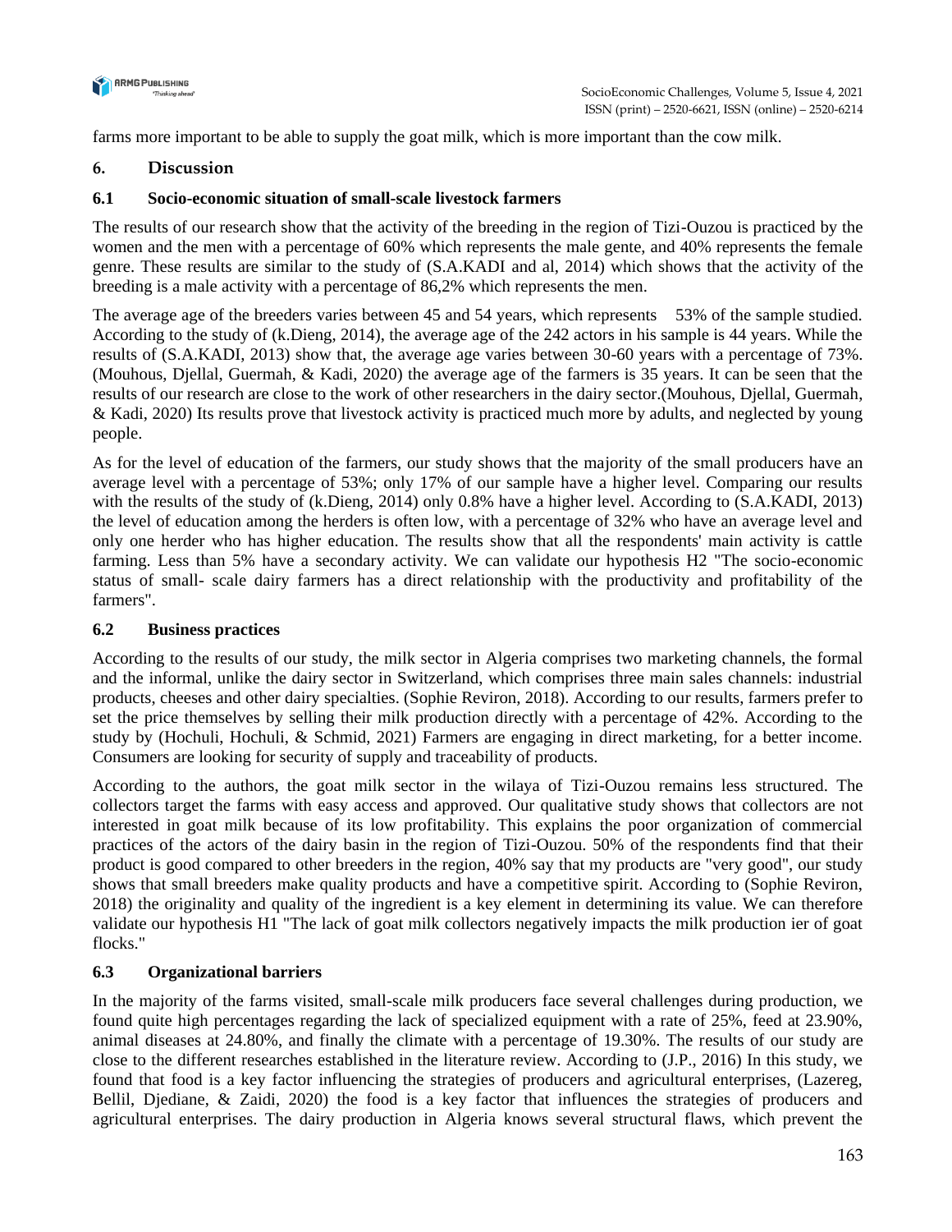farms more important to be able to supply the goat milk, which is more important than the cow milk.

## 6. Discussion

### 6.1 Socio-economic situation of small-scale livestock farmers

The results of our research show that the activity of the breeding in the region of Tizi-Ouzou is practiced by the women and the men with a percentage of 60% which represents the male gente, and 40% represents the female genre. These results are similar to the study of (S.A.KADI and al, 2014) which shows that the activity of the breeding is a male activity with a percentage of 86,2% which represents the men.

The average age of the breeders varies between 45 and 54 years, which represents 53% of the sample studied. According to the study of (k.Dieng, 2014), the average age of the 242 actors in his sample is 44 years. While the results of (S.A.KADI, 2013) show that, the average age varies between 30-60 years with a percentage of 73%. (Mouhous, Djellal, Guermah, & Kadi, 2020) the average age of the farmers is 35 years. It can be seen that the results of our research are close to the work of other researchers in the dairy sector.(Mouhous, Djellal, Guermah, & Kadi, 2020) Its results prove that livestock activity is practiced much more by adults, and neglected by young people.

As for the level of education of the farmers, our study shows that the majority of the small producers have an average level with a percentage of 53%; only 17% of our sample have a higher level. Comparing our results with the results of the study of (k.Dieng, 2014) only 0.8% have a higher level. According to (S.A.KADI, 2013) the level of education among the herders is often low, with a percentage of 32% who have an average level and only one herder who has higher education. The results show that all the respondents' main activity is cattle farming. Less than 5% have a secondary activity. We can validate our hypothesis H2 "The socio-economic status of small- scale dairy farmers has a direct relationship with the productivity and profitability of the farmers".

### 6.2 Business practices

According to the results of our study, the milk sector in Algeria comprises two marketing channels, the formal and the informal, unlike the dairy sector in Switzerland, which comprises three main sales channels: industrial products, cheeses and other dairy specialties. (Sophie Reviron, 2018). According to our results, farmers prefer to set the price themselves by selling their milk production directly with a percentage of 42%. According to the study by (Hochuli, Hochuli, & Schmid, 2021) Farmers are engaging in direct marketing, for a better income. Consumers are looking for security of supply and traceability of products.

According to the authors, the goat milk sector in the wilaya of Tizi-Ouzou remains less structured. The collectors target the farms with easy access and approved. Our qualitative study shows that collectors are not interested in goat milk because of its low profitability. This explains the poor organization of commercial practices of the actors of the dairy basin in the region of Tizi-Ouzou. 50% of the respondents find that their product is good compared to other breeders in the region, 40% say that my products are "very good", our study shows that small breeders make quality products and have a competitive spirit. According to (Sophie Reviron, 2018) the originality and quality of the ingredient is a key element in determining its value. We can therefore validate our hypothesis H1 "The lack of goat milk collectors negatively impacts the milk production ier of goat flocks."

### 6.3 Organizational barriers

In the majority of the farms visited, small-scale milk producers face several challenges during production, we found quite high percentages regarding the lack of specialized equipment with a rate of 25%, feed at 23.90%, animal diseases at 24.80%, and finally the climate with a percentage of 19.30%. The results of our study are close to the different researches established in the literature review. According to (J.P., 2016) In this study, we found that food is a key factor influencing the strategies of producers and agricultural enterprises, (Lazereg, Bellil, Djediane, & Zaidi, 2020) the food is a key factor that influences the strategies of producers and agricultural enterprises. The dairy production in Algeria knows several structural flaws, which prevent the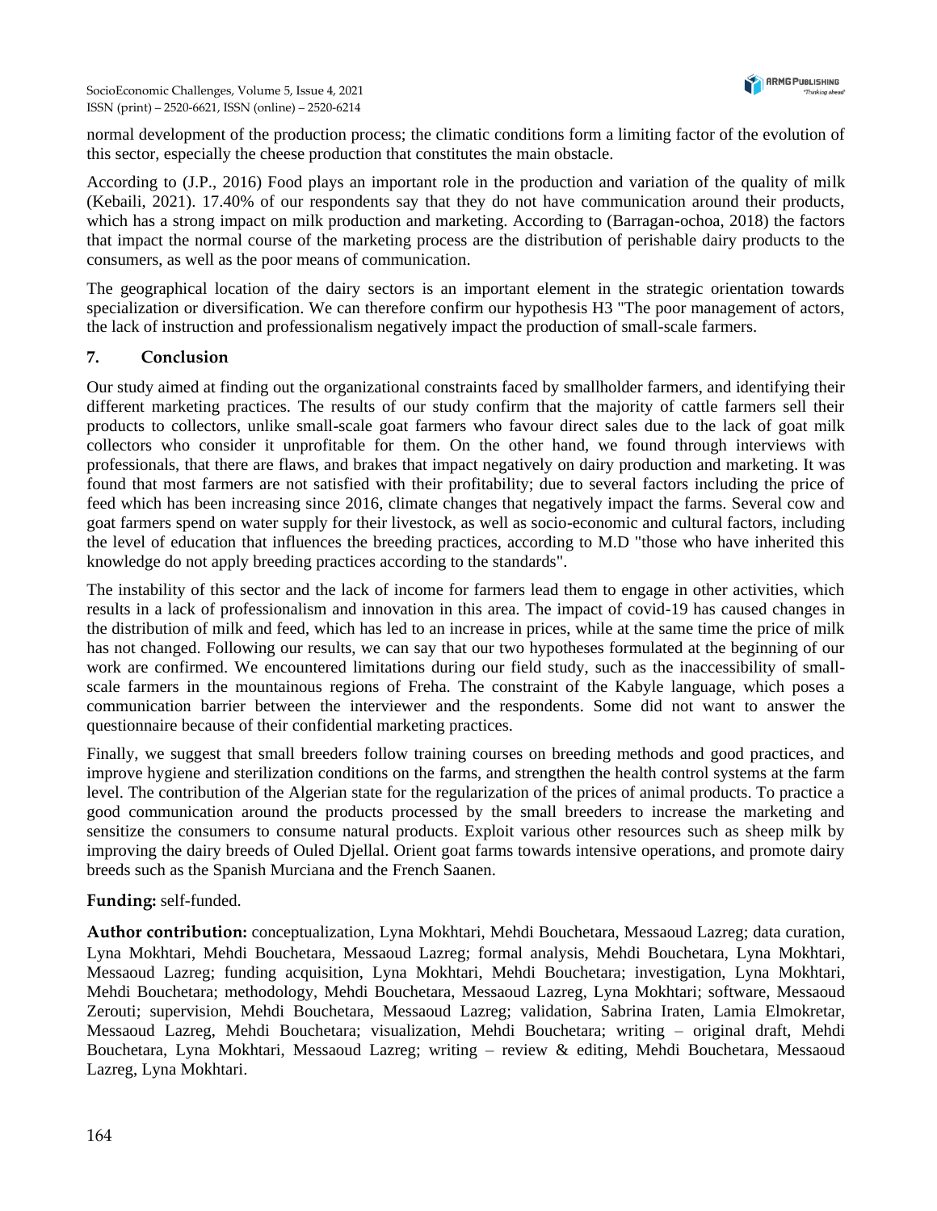normal development of the production process; the climatic conditions form a limiting factor of the evolution of this sector, especially the cheese production that constitutes the main obstacle.

According to (J.P., 2016) Food plays an important role in the production and variation of the quality of milk (Kebaili, 2021). 17.40% of our respondents say that they do not have communication around their products, which has a strong impact on milk production and marketing. According to (Barragan-ochoa, 2018) the factors that impact the normal course of the marketing process are the distribution of perishable dairy products to the consumers, as well as the poor means of communication.

The geographical location of the dairy sectors is an important element in the strategic orientation towards specialization or diversification. We can therefore confirm our hypothesis H3 "The poor management of actors, the lack of instruction and professionalism negatively impact the production of small-scale farmers.

## 7. Conclusion

Our study aimed at finding out the organizational constraints faced by smallholder farmers, and identifying their different marketing practices. The results of our study confirm that the majority of cattle farmers sell their products to collectors, unlike small-scale goat farmers who favour direct sales due to the lack of goat milk collectors who consider it unprofitable for them. On the other hand, we found through interviews with professionals, that there are flaws, and brakes that impact negatively on dairy production and marketing. It was found that most farmers are not satisfied with their profitability; due to several factors including the price of feed which has been increasing since 2016, climate changes that negatively impact the farms. Several cow and goat farmers spend on water supply for their livestock, as well as socio-economic and cultural factors, including the level of education that influences the breeding practices, according to M.D "those who have inherited this knowledge do not apply breeding practices according to the standards".

The instability of this sector and the lack of income for farmers lead them to engage in other activities, which results in a lack of professionalism and innovation in this area. The impact of covid-19 has caused changes in the distribution of milk and feed, which has led to an increase in prices, while at the same time the price of milk has not changed. Following our results, we can say that our two hypotheses formulated at the beginning of our work are confirmed. We encountered limitations during our field study, such as the inaccessibility of small-scale farmers in the mountainous regions of Freha. The constraint of the Kabyle language, which poses a communication barrier between the interviewer and the respondents. Some did not want to answer the questionnaire because of their confidential marketing practices.

Finally, we suggest that small breeders follow training courses on breeding methods and good practices, and improve hygiene and sterilization conditions on the farms, and strengthen the health control systems at the farm level. The contribution of the Algerian state for the regularization of the prices of animal products. To practice a good communication around the products processed by the small breeders to increase the marketing and sensitize the consumers to consume natural products. Exploit various other resources such as sheep milk by improving the dairy breeds of Ouled Djellal. Orient goat farms towards intensive operations, and promote dairy breeds such as the Spanish Murciana and the French Saanen.

**Funding:** self-funded.

**Author contribution:** conceptualization, Lyna Mokhtari, Mehdi Bouchetara, Messaoud Lazreg; data curation, Lyna Mokhtari, Mehdi Bouchetara, Messaoud Lazreg; formal analysis, Mehdi Bouchetara, Lyna Mokhtari, Messaoud Lazreg; funding acquisition, Lyna Mokhtari, Mehdi Bouchetara; investigation, Lyna Mokhtari, Mehdi Bouchetara; methodology, Mehdi Bouchetara, Messaoud Lazreg, Lyna Mokhtari; software, Messaoud Zerouti; supervision, Mehdi Bouchetara, Messaoud Lazreg; validation, Sabrina Iraten, Lamia Elmokretar, Messaoud Lazreg, Mehdi Bouchetara; visualization, Mehdi Bouchetara; writing – original draft, Mehdi Bouchetara, Lyna Mokhtari, Messaoud Lazreg; writing – review & editing, Mehdi Bouchetara, Messaoud Lazreg, Lyna Mokhtari.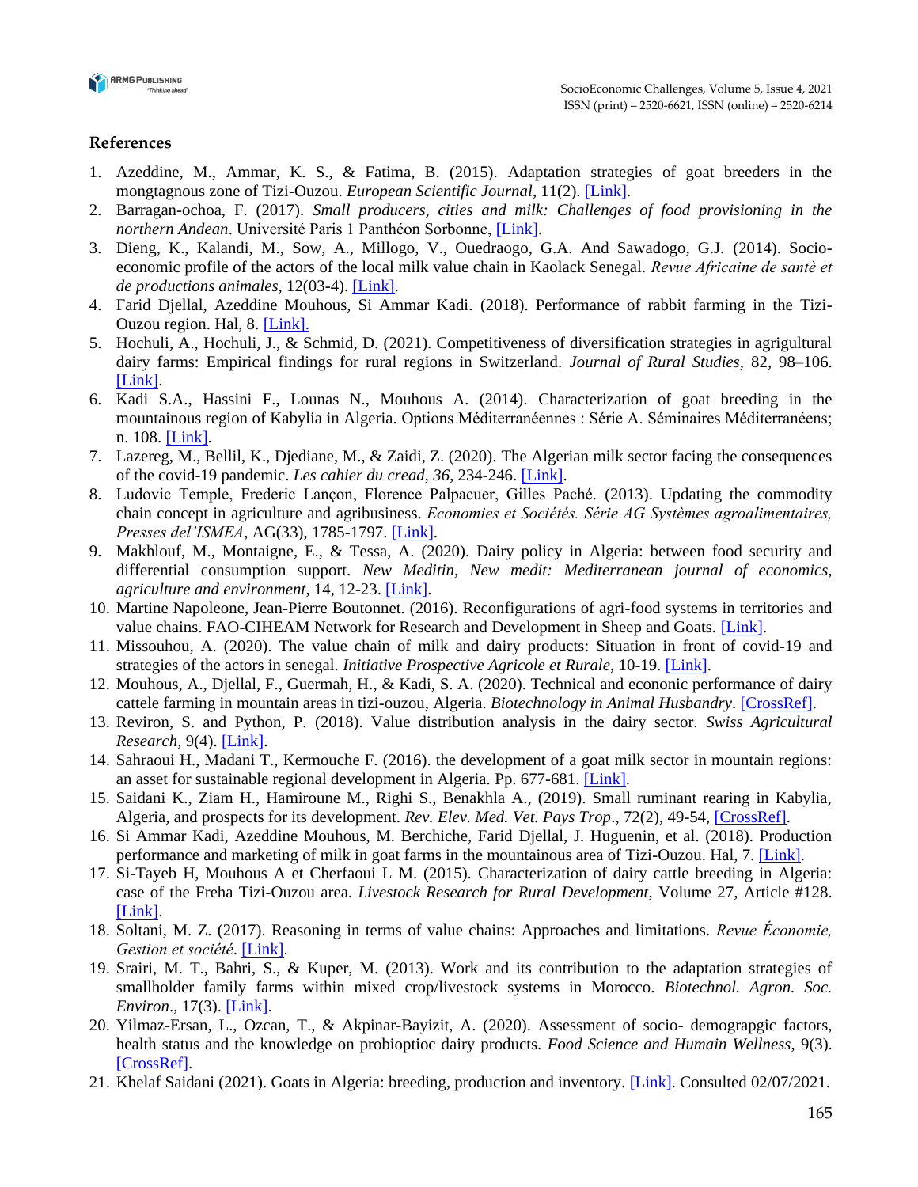## References

1. Azeddine, M., Ammar, K. S., & Fatima, B. (2015). Adaptation strategies of goat breeders in the mongtagnous zone of Tizi-Ouzou. *European Scientific Journal*, 11(2). [Link].
2. Barragan-ochoa, F. (2017). *Small producers, cities and milk: Challenges of food provisioning in the northern Andean*. Université Paris 1 Panthéon Sorbonne, [Link].
3. Dieng, K., Kalandi, M., Sow, A., Millogo, V., Ouedraogo, G.A. And Sawadogo, G.J. (2014). Socio-economic profile of the actors of the local milk value chain in Kaolack Senegal. *Revue Africaine de santè et de productions animales*, 12(03-4). [Link].
4. Farid Djellal, Azeddine Mouhous, Si Ammar Kadi. (2018). Performance of rabbit farming in the Tizi-Ouzou region. Hal, 8. [Link].
5. Hochuli, A., Hochuli, J., & Schmid, D. (2021). Competitiveness of diversification strategies in agriglutral dairy farms: Empirical findings for rural regions in Switzerland. *Journal of Rural Studies*, 82, 98–106. [Link].
6. Kadi S.A., Hassini F., Lounas N., Mouhous A. (2014). Characterization of goat breeding in the mountainous region of Kabylia in Algeria. Options Méditerranéennes : Série A. Séminaires Méditerranéens; n. 108. [Link].
7. Lazereg, M., Bellil, K., Djediane, M., & Zaidi, Z. (2020). The Algerian milk sector facing the consequences of the covid-19 pandemic. *Les cahier du cread*, *36*, 234-246. [Link].
8. Ludovic Temple, Frederic Lançon, Florence Palpacuer, Gilles Paché. (2013). Updating the commodity chain concept in agriculture and agribusiness. *Economies et Sociétés. Série AG Systèmes agroalimentaires, Presses del'ISMEA*, AG(33), 1785-1797. [Link].
9. Makhlouf, M., Montaigne, E., & Tessa, A. (2020). Dairy policy in Algeria: between food security and differential consumption support. *New Meditin, New medit: Mediterranean journal of economics, agriculture and environment*, 14, 12-23. [Link].
10. Martine Napoleone, Jean-Pierre Boutonnet. (2016). Reconfigurations of agri-food systems in territories and value chains. FAO-CIHEAM Network for Research and Development in Sheep and Goats. [Link].
11. Missouhou, A. (2020). The value chain of milk and dairy products: Situation in front of covid-19 and strategies of the actors in senegal. *Initiative Prospective Agricole et Rurale*, 10-19. [Link].
12. Mouhous, A., Djellal, F., Guermah, H., & Kadi, S. A. (2020). Technical and econonic performance of dairy cattele farming in mountain areas in tizi-ouzou, Algeria. *Biotechnology in Animal Husbandry*. [CrossRef].
13. Reviron, S. and Python, P. (2018). Value distribution analysis in the dairy sector. *Swiss Agricultural Research*, 9(4). [Link].
14. Sahraoui H., Madani T., Kermouche F. (2016). the development of a goat milk sector in mountain regions: an asset for sustainable regional development in Algeria. Pp. 677-681. [Link].
15. Saidani K., Ziam H., Hamiroune M., Righi S., Benakhla A., (2019). Small ruminant rearing in Kabylia, Algeria, and prospects for its development. *Rev. Elev. Med. Vet. Pays Trop*., 72(2), 49-54, [CrossRef].
16. Si Ammar Kadi, Azeddine Mouhous, M. Berchiche, Farid Djellal, J. Huguenin, et al. (2018). Production performance and marketing of milk in goat farms in the mountainous area of Tizi-Ouzou. Hal, 7. [Link].
17. Si-Tayeb H, Mouhous A et Cherfaoui L M. (2015). Characterization of dairy cattle breeding in Algeria: case of the Freha Tizi-Ouzou area. *Livestock Research for Rural Development*, Volume 27, Article #128. [Link].
18. Soltani, M. Z. (2017). Reasoning in terms of value chains: Approaches and limitations. *Revue Économie, Gestion et société*. [Link].
19. Srairi, M. T., Bahri, S., & Kuper, M. (2013). Work and its contribution to the adaptation strategies of smallholder family farms within mixed crop/livestock systems in Morocco. *Biotechnol. Agron. Soc. Environ*., 17(3). [Link].
20. Yilmaz-Ersan, L., Ozcan, T., & Akpinar-Bayizit, A. (2020). Assessment of socio- demograpgic factors, health status and the knowledge on probioptioc dairy products. *Food Science and Humain Wellness*, 9(3). [CrossRef].
21. Khelaf Saidani (2021). Goats in Algeria: breeding, production and inventory. [Link]. Consulted 02/07/2021.